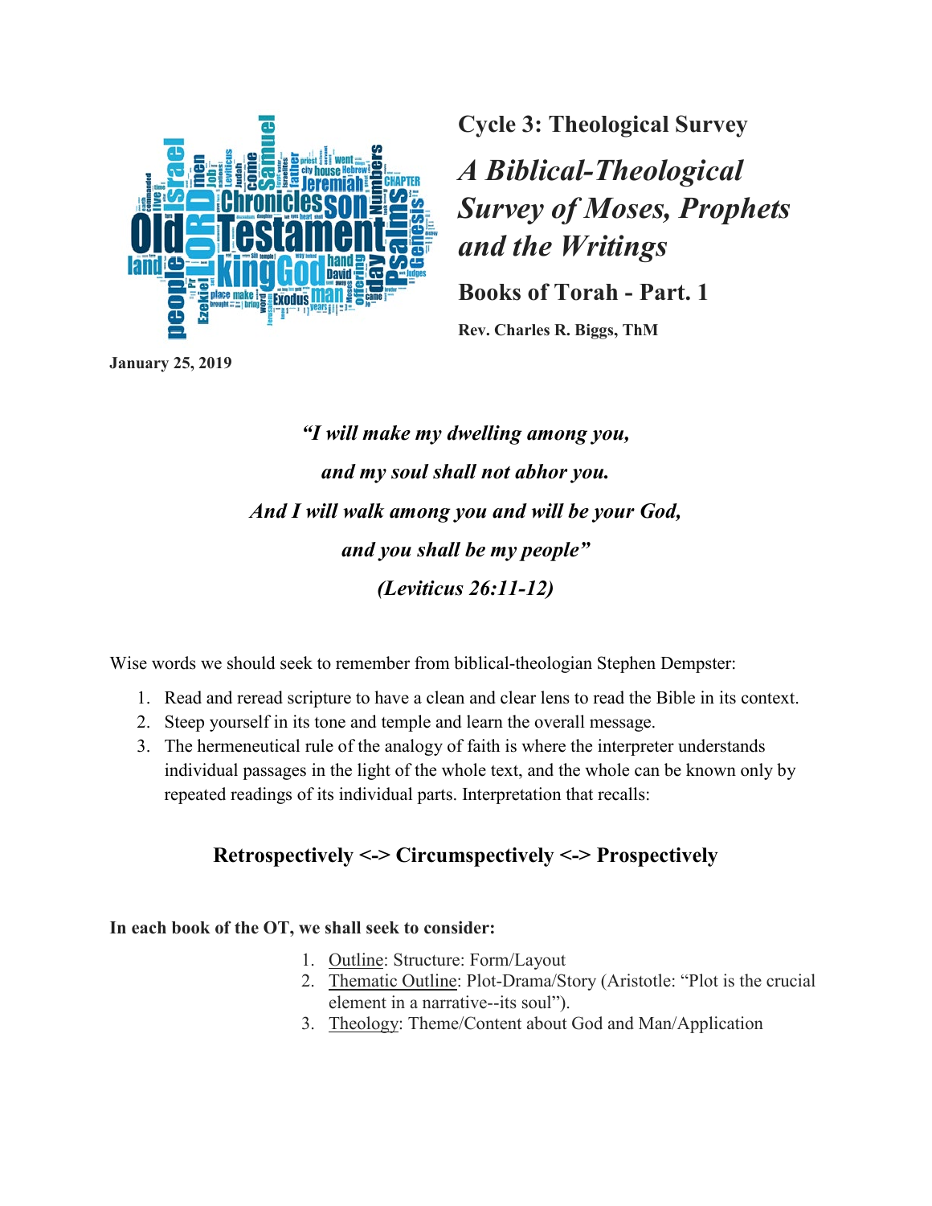# Cycle 3: Theological Survey

## *A Biblical-Theological Survey of Moses, Prophets and the Writings*

### Books of Torah - Part. 1

**Rev. Charles R. Biggs, ThM**

**January 25, 2019**

***"I will make my dwelling among you,***

***and my soul shall not abhor you.***

***And I will walk among you and will be your God,***

***and you shall be my people"***

***(Leviticus 26:11-12)***

Wise words we should seek to remember from biblical-theologian Stephen Dempster:

1. Read and reread scripture to have a clean and clear lens to read the Bible in its context.
2. Steep yourself in its tone and temple and learn the overall message.
3. The hermeneutical rule of the analogy of faith is where the interpreter understands individual passages in the light of the whole text, and the whole can be known only by repeated readings of its individual parts. Interpretation that recalls:

**Retrospectively <-> Circumspectively <-> Prospectively**

**In each book of the OT, we shall seek to consider:**

1. Outline: Structure: Form/Layout
2. Thematic Outline: Plot-Drama/Story (Aristotle: "Plot is the crucial element in a narrative--its soul").
3. Theology: Theme/Content about God and Man/Application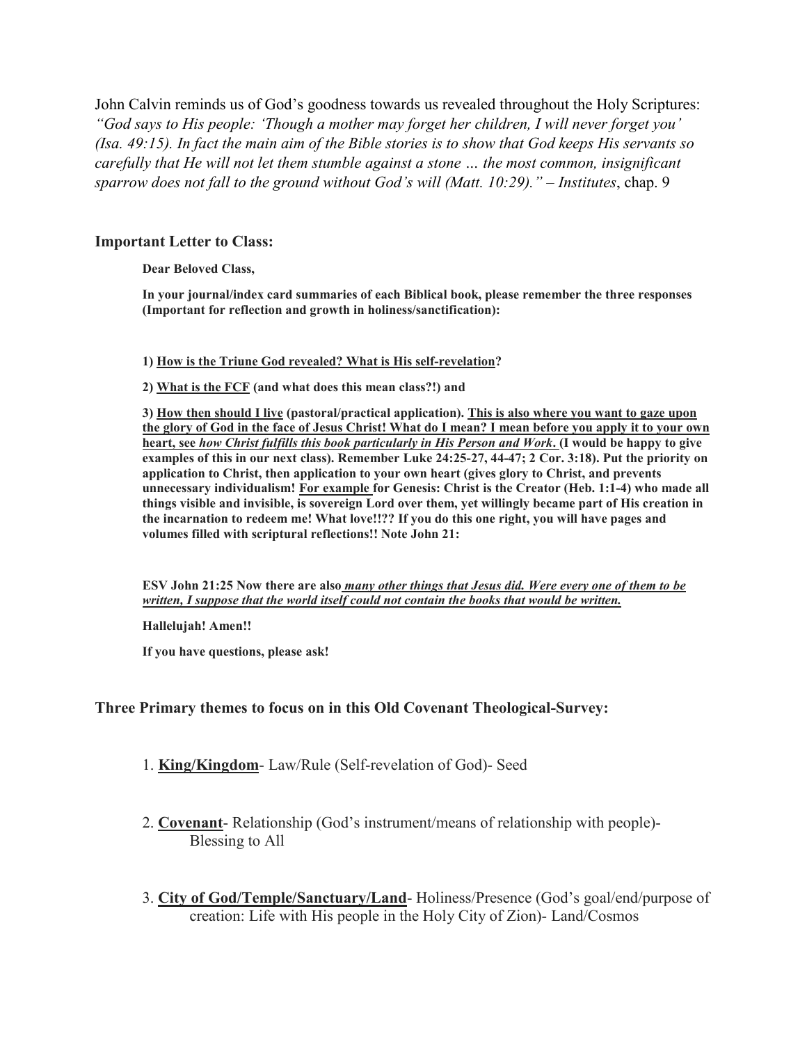John Calvin reminds us of God's goodness towards us revealed throughout the Holy Scriptures: *"God says to His people: 'Though a mother may forget her children, I will never forget you' (Isa. 49:15). In fact the main aim of the Bible stories is to show that God keeps His servants so carefully that He will not let them stumble against a stone … the most common, insignificant sparrow does not fall to the ground without God's will (Matt. 10:29)."* – *Institutes*, chap. 9

### Important Letter to Class:

**Dear Beloved Class,**

**In your journal/index card summaries of each Biblical book, please remember the three responses (Important for reflection and growth in holiness/sanctification):**

**1) <u>How is the Triune God revealed? What is His self-revelation</u>?**

**2) <u>What is the FCF</u> (and what does this mean class?!) and**

**3) <u>How then should I live</u> (pastoral/practical application). <u>This is also where you want to gaze upon the glory of God in the face of Jesus Christ! What do I mean? I mean before you apply it to your own heart, see *how Christ fulfills this book particularly in His Person and Work*.</u> (I would be happy to give examples of this in our next class). Remember Luke 24:25-27, 44-47; 2 Cor. 3:18). Put the priority on application to Christ, then application to your own heart (gives glory to Christ, and prevents unnecessary individualism! <u>For example</u> for Genesis: Christ is the Creator (Heb. 1:1-4) who made all things visible and invisible, is sovereign Lord over them, yet willingly became part of His creation in the incarnation to redeem me! What love!!?? If you do this one right, you will have pages and volumes filled with scriptural reflections!! Note John 21:**

**ESV John 21:25 Now there are also *<u>many other things that Jesus did. Were every one of them to be written, I suppose that the world itself could not contain the books that would be written.</u>***

**Hallelujah! Amen!!**

**If you have questions, please ask!**

### Three Primary themes to focus on in this Old Covenant Theological-Survey:

1. **<u>King/Kingdom</u>**- Law/Rule (Self-revelation of God)- Seed

2. **<u>Covenant</u>**- Relationship (God's instrument/means of relationship with people)- Blessing to All

3. **<u>City of God/Temple/Sanctuary/Land</u>**- Holiness/Presence (God's goal/end/purpose of creation: Life with His people in the Holy City of Zion)- Land/Cosmos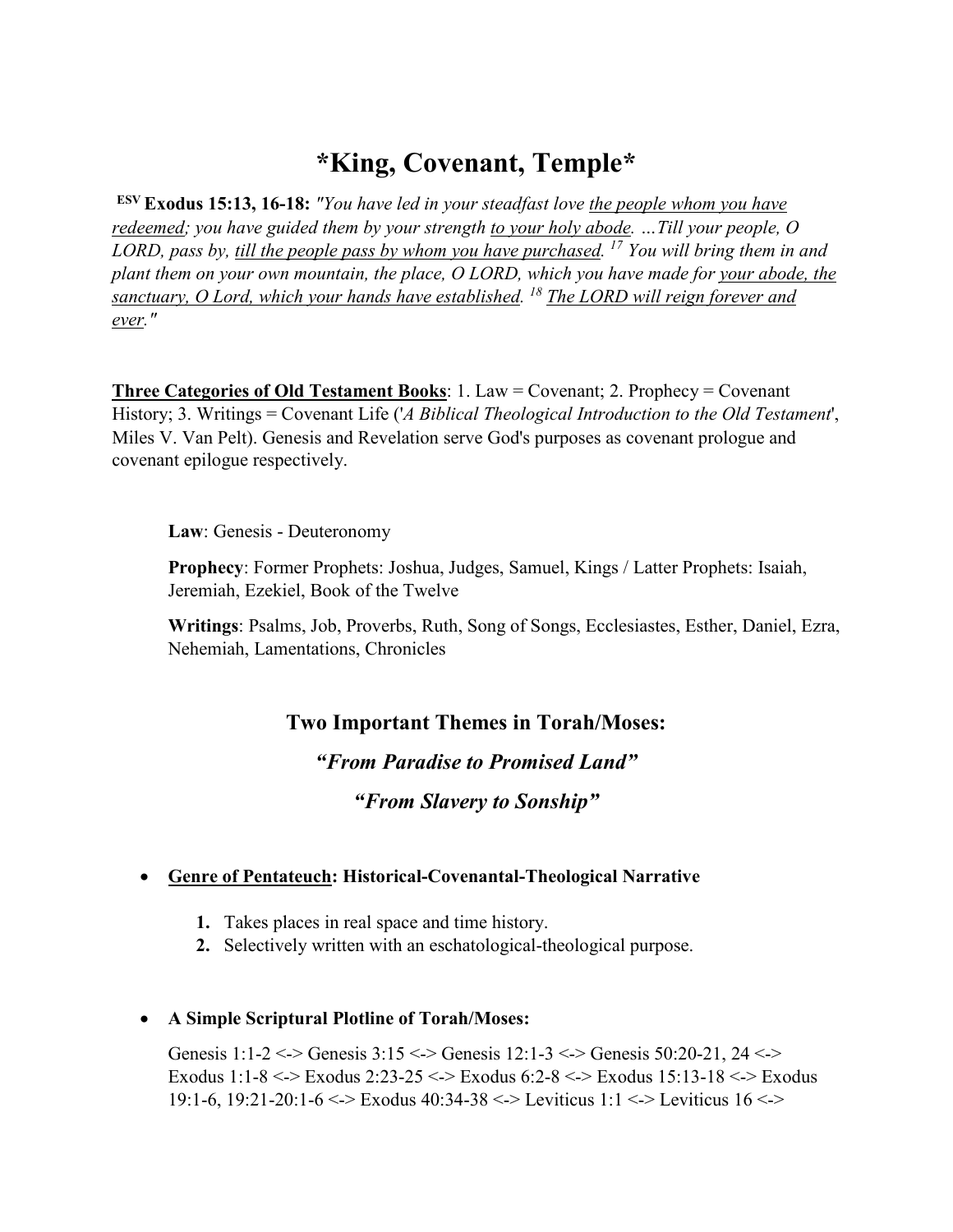# *King, Covenant, Temple*

**ESV Exodus 15:13, 16-18:** *"You have led in your steadfast love <u>the people whom you have redeemed</u>; you have guided them by your strength <u>to your holy abode</u>. …Till your people, O LORD, pass by, <u>till the people pass by whom you have purchased</u>. [17] You will bring them in and plant them on your own mountain, the place, O LORD, which you have made for <u>your abode, the sanctuary, O Lord, which your hands have established</u>. [18] <u>The LORD will reign forever and ever</u>."*

<u>**Three Categories of Old Testament Books**</u>: 1. Law = Covenant; 2. Prophecy = Covenant History; 3. Writings = Covenant Life ('*A Biblical Theological Introduction to the Old Testament*', Miles V. Van Pelt). Genesis and Revelation serve God's purposes as covenant prologue and covenant epilogue respectively.

> **Law**: Genesis - Deuteronomy
>
> **Prophecy**: Former Prophets: Joshua, Judges, Samuel, Kings / Latter Prophets: Isaiah, Jeremiah, Ezekiel, Book of the Twelve
>
> **Writings**: Psalms, Job, Proverbs, Ruth, Song of Songs, Ecclesiastes, Esther, Daniel, Ezra, Nehemiah, Lamentations, Chronicles

## Two Important Themes in Torah/Moses:

### *"From Paradise to Promised Land"*

### *"From Slavery to Sonship"*

- <u>**Genre of Pentateuch**</u>**: Historical-Covenantal-Theological Narrative**
  1. Takes places in real space and time history.
  2. Selectively written with an eschatological-theological purpose.

- **A Simple Scriptural Plotline of Torah/Moses:**

  Genesis 1:1-2 <-> Genesis 3:15 <-> Genesis 12:1-3 <-> Genesis 50:20-21, 24 <-> Exodus 1:1-8 <-> Exodus 2:23-25 <-> Exodus 6:2-8 <-> Exodus 15:13-18 <-> Exodus 19:1-6, 19:21-20:1-6 <-> Exodus 40:34-38 <-> Leviticus 1:1 <-> Leviticus 16 <->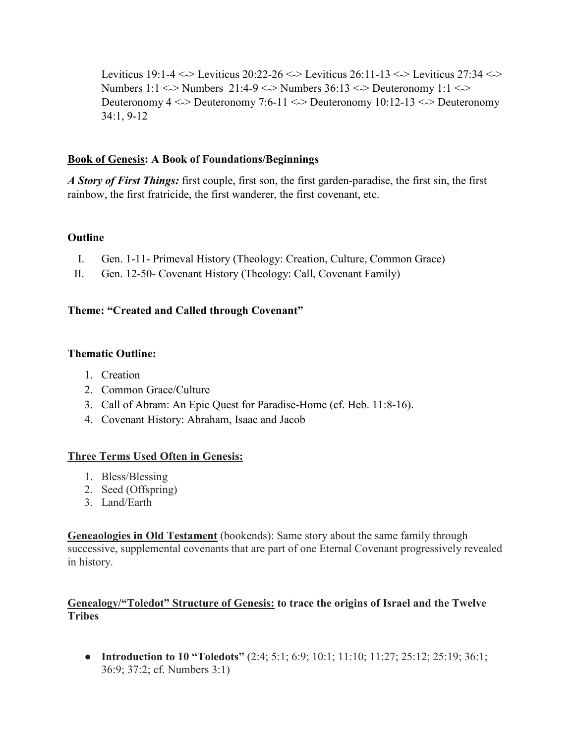Leviticus 19:1-4 <-> Leviticus 20:22-26 <-> Leviticus 26:11-13 <-> Leviticus 27:34 <-> Numbers 1:1 <-> Numbers 21:4-9 <-> Numbers 36:13 <-> Deuteronomy 1:1 <-> Deuteronomy 4 <-> Deuteronomy 7:6-11 <-> Deuteronomy 10:12-13 <-> Deuteronomy 34:1, 9-12

**<u>Book of Genesis</u>: A Book of Foundations/Beginnings**

***A Story of First Things:*** first couple, first son, the first garden-paradise, the first sin, the first rainbow, the first fratricide, the first wanderer, the first covenant, etc.

**Outline**

I. Gen. 1-11- Primeval History (Theology: Creation, Culture, Common Grace)
II. Gen. 12-50- Covenant History (Theology: Call, Covenant Family)

**Theme: "Created and Called through Covenant"**

**Thematic Outline:**

1. Creation
2. Common Grace/Culture
3. Call of Abram: An Epic Quest for Paradise-Home (cf. Heb. 11:8-16).
4. Covenant History: Abraham, Isaac and Jacob

**<u>Three Terms Used Often in Genesis:</u>**

1. Bless/Blessing
2. Seed (Offspring)
3. Land/Earth

**<u>Geneaologies in Old Testament</u>** (bookends): Same story about the same family through successive, supplemental covenants that are part of one Eternal Covenant progressively revealed in history.

**<u>Genealogy/"Toledot" Structure of Genesis:</u> to trace the origins of Israel and the Twelve Tribes**

- **Introduction to 10 "Toledots"** (2:4; 5:1; 6:9; 10:1; 11:10; 11:27; 25:12; 25:19; 36:1; 36:9; 37:2; cf. Numbers 3:1)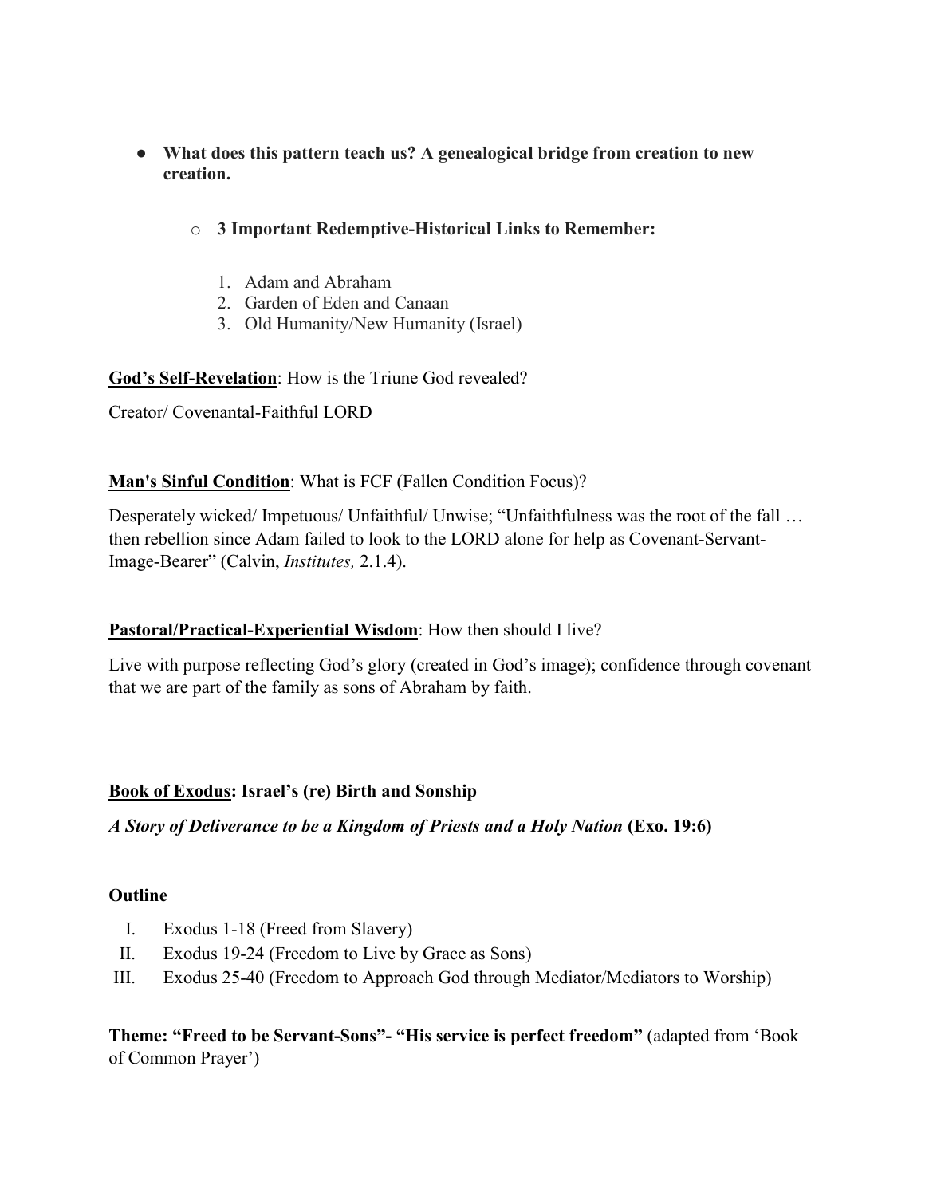- **What does this pattern teach us? A genealogical bridge from creation to new creation.**

  - **3 Important Redemptive-Historical Links to Remember:**

    1. Adam and Abraham
    2. Garden of Eden and Canaan
    3. Old Humanity/New Humanity (Israel)

**<u>God's Self-Revelation</u>**: How is the Triune God revealed?

Creator/ Covenantal-Faithful LORD

**<u>Man's Sinful Condition</u>**: What is FCF (Fallen Condition Focus)?

Desperately wicked/ Impetuous/ Unfaithful/ Unwise; "Unfaithfulness was the root of the fall … then rebellion since Adam failed to look to the LORD alone for help as Covenant-Servant-Image-Bearer" (Calvin, *Institutes,* 2.1.4).

**<u>Pastoral/Practical-Experiential Wisdom</u>**: How then should I live?

Live with purpose reflecting God's glory (created in God's image); confidence through covenant that we are part of the family as sons of Abraham by faith.

**<u>Book of Exodus</u>: Israel's (re) Birth and Sonship**

***A Story of Deliverance to be a Kingdom of Priests and a Holy Nation* (Exo. 19:6)**

**Outline**

I. Exodus 1-18 (Freed from Slavery)
II. Exodus 19-24 (Freedom to Live by Grace as Sons)
III. Exodus 25-40 (Freedom to Approach God through Mediator/Mediators to Worship)

**Theme: "Freed to be Servant-Sons"- "His service is perfect freedom"** (adapted from 'Book of Common Prayer')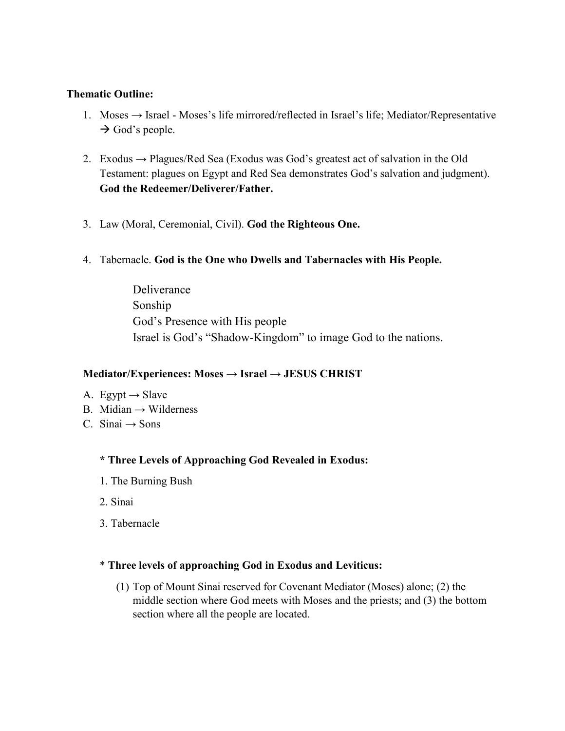**Thematic Outline:**

1. Moses → Israel - Moses's life mirrored/reflected in Israel's life; Mediator/Representative → God's people.

2. Exodus → Plagues/Red Sea (Exodus was God's greatest act of salvation in the Old Testament: plagues on Egypt and Red Sea demonstrates God's salvation and judgment). **God the Redeemer/Deliverer/Father.**

3. Law (Moral, Ceremonial, Civil). **God the Righteous One.**

4. Tabernacle. **God is the One who Dwells and Tabernacles with His People.**

    Deliverance
    Sonship
    God's Presence with His people
    Israel is God's "Shadow-Kingdom" to image God to the nations.

**Mediator/Experiences: Moses → Israel → JESUS CHRIST**

A. Egypt → Slave
B. Midian → Wilderness
C. Sinai → Sons

**\* Three Levels of Approaching God Revealed in Exodus:**

1. The Burning Bush

2. Sinai

3. Tabernacle

\* **Three levels of approaching God in Exodus and Leviticus:**

(1) Top of Mount Sinai reserved for Covenant Mediator (Moses) alone; (2) the middle section where God meets with Moses and the priests; and (3) the bottom section where all the people are located.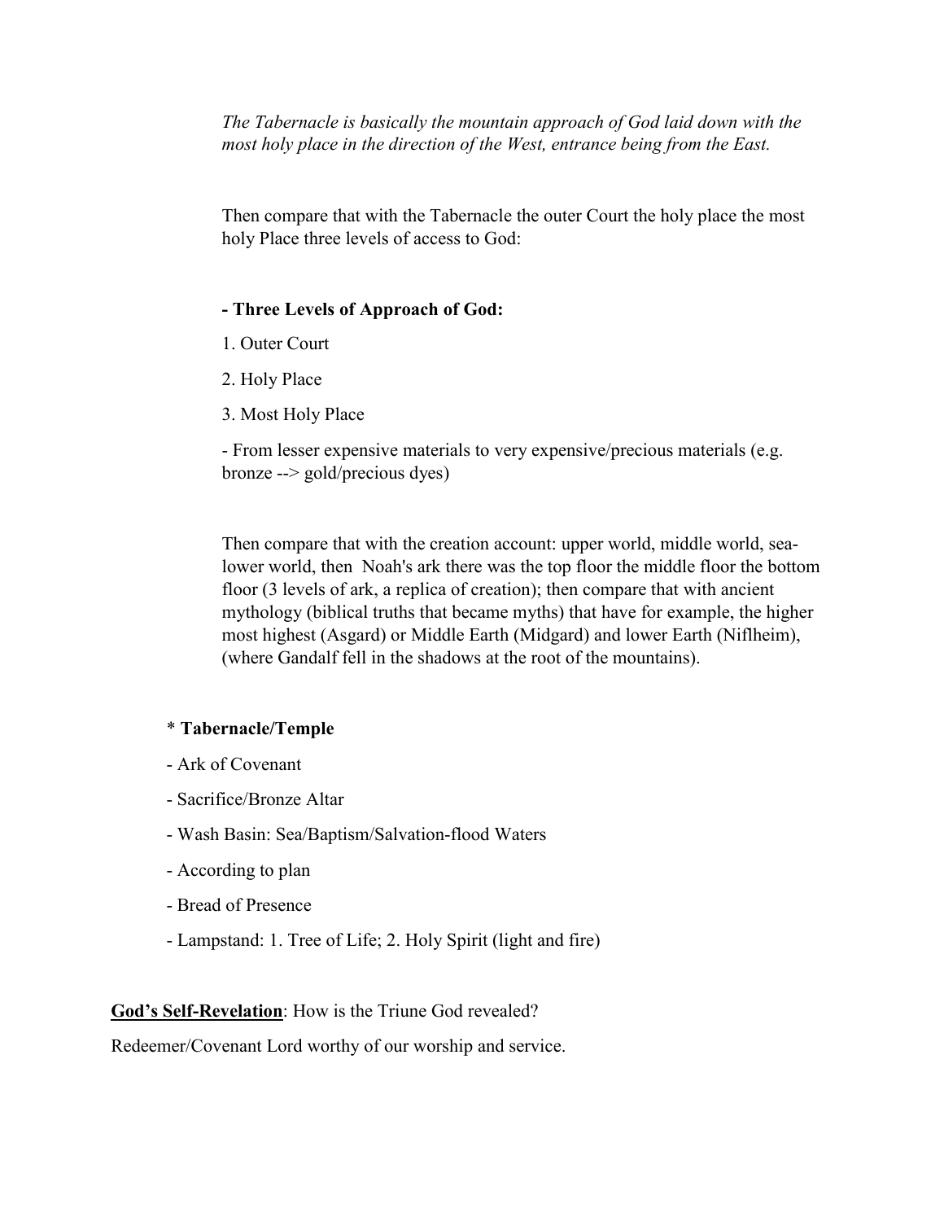*The Tabernacle is basically the mountain approach of God laid down with the most holy place in the direction of the West, entrance being from the East.*

Then compare that with the Tabernacle the outer Court the holy place the most holy Place three levels of access to God:

**- Three Levels of Approach of God:**

1. Outer Court
2. Holy Place
3. Most Holy Place

- From lesser expensive materials to very expensive/precious materials (e.g. bronze --> gold/precious dyes)

Then compare that with the creation account: upper world, middle world, sea-lower world, then Noah's ark there was the top floor the middle floor the bottom floor (3 levels of ark, a replica of creation); then compare that with ancient mythology (biblical truths that became myths) that have for example, the higher most highest (Asgard) or Middle Earth (Midgard) and lower Earth (Niflheim), (where Gandalf fell in the shadows at the root of the mountains).

* **Tabernacle/Temple**

- Ark of Covenant
- Sacrifice/Bronze Altar
- Wash Basin: Sea/Baptism/Salvation-flood Waters
- According to plan
- Bread of Presence
- Lampstand: 1. Tree of Life; 2. Holy Spirit (light and fire)

**<u>God's Self-Revelation</u>**: How is the Triune God revealed?

Redeemer/Covenant Lord worthy of our worship and service.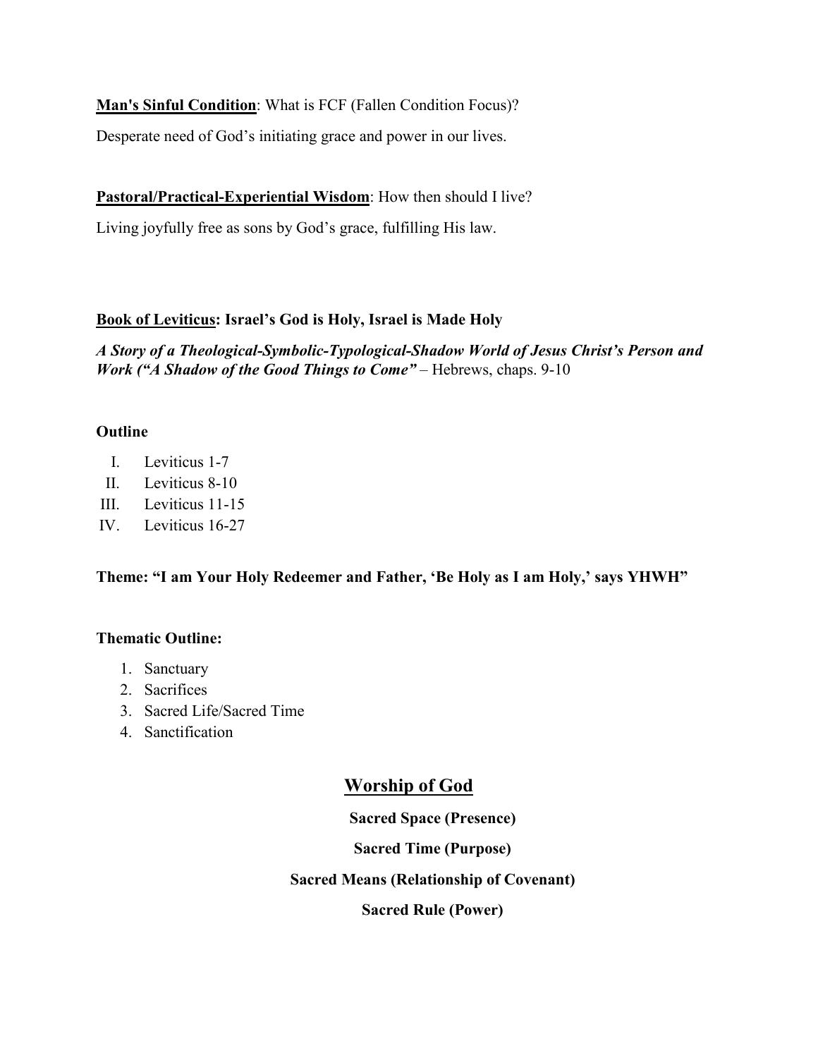**Man's Sinful Condition**: What is FCF (Fallen Condition Focus)?

Desperate need of God's initiating grace and power in our lives.

**Pastoral/Practical-Experiential Wisdom**: How then should I live?

Living joyfully free as sons by God's grace, fulfilling His law.

**Book of Leviticus: Israel's God is Holy, Israel is Made Holy**

***A Story of a Theological-Symbolic-Typological-Shadow World of Jesus Christ's Person and Work ("A Shadow of the Good Things to Come"*** – Hebrews, chaps. 9-10

**Outline**

I. Leviticus 1-7
II. Leviticus 8-10
III. Leviticus 11-15
IV. Leviticus 16-27

**Theme: "I am Your Holy Redeemer and Father, 'Be Holy as I am Holy,' says YHWH"**

**Thematic Outline:**

1. Sanctuary
2. Sacrifices
3. Sacred Life/Sacred Time
4. Sanctification

## Worship of God

**Sacred Space (Presence)**

**Sacred Time (Purpose)**

**Sacred Means (Relationship of Covenant)**

**Sacred Rule (Power)**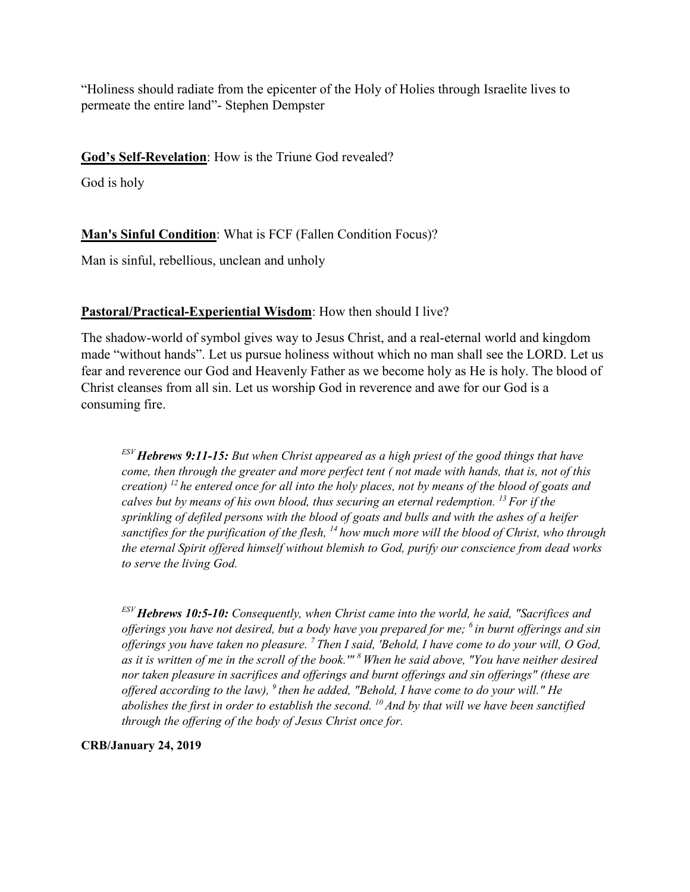"Holiness should radiate from the epicenter of the Holy of Holies through Israelite lives to permeate the entire land"- Stephen Dempster

**<u>God's Self-Revelation</u>**: How is the Triune God revealed?

God is holy

**<u>Man's Sinful Condition</u>**: What is FCF (Fallen Condition Focus)?

Man is sinful, rebellious, unclean and unholy

**<u>Pastoral/Practical-Experiential Wisdom</u>**: How then should I live?

The shadow-world of symbol gives way to Jesus Christ, and a real-eternal world and kingdom made "without hands". Let us pursue holiness without which no man shall see the LORD. Let us fear and reverence our God and Heavenly Father as we become holy as He is holy. The blood of Christ cleanses from all sin. Let us worship God in reverence and awe for our God is a consuming fire.

> *[ESV] **Hebrews 9:11-15:** But when Christ appeared as a high priest of the good things that have come, then through the greater and more perfect tent ( not made with hands, that is, not of this creation) [12] he entered once for all into the holy places, not by means of the blood of goats and calves but by means of his own blood, thus securing an eternal redemption. [13] For if the sprinkling of defiled persons with the blood of goats and bulls and with the ashes of a heifer sanctifies for the purification of the flesh, [14] how much more will the blood of Christ, who through the eternal Spirit offered himself without blemish to God, purify our conscience from dead works to serve the living God.*

> *[ESV] **Hebrews 10:5-10:** Consequently, when Christ came into the world, he said, "Sacrifices and offerings you have not desired, but a body have you prepared for me; [6] in burnt offerings and sin offerings you have taken no pleasure. [7] Then I said, 'Behold, I have come to do your will, O God, as it is written of me in the scroll of the book.'" [8] When he said above, "You have neither desired nor taken pleasure in sacrifices and offerings and burnt offerings and sin offerings" (these are offered according to the law), [9] then he added, "Behold, I have come to do your will." He abolishes the first in order to establish the second. [10] And by that will we have been sanctified through the offering of the body of Jesus Christ once for.*

**CRB/January 24, 2019**